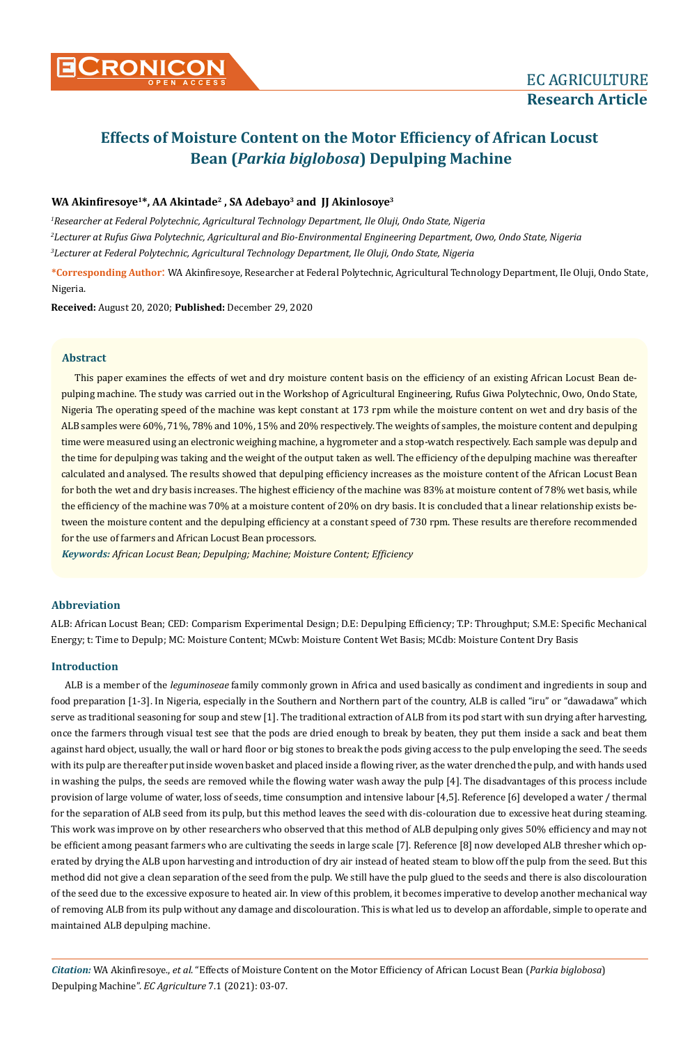# Effects of Moisture Content on the Motor Efficiency of African Locust Bean (*Parkia biglobosa*) Depulping Machine

**WA Akinfiresoye[1]\*, AA Akintade[2], SA Adebayo[3] and JJ Akinlosoye[3]**

*[1]Researcher at Federal Polytechnic, Agricultural Technology Department, Ile Oluji, Ondo State, Nigeria*

*[2]Lecturer at Rufus Giwa Polytechnic, Agricultural and Bio-Environmental Engineering Department, Owo, Ondo State, Nigeria*

*[3]Lecturer at Federal Polytechnic, Agricultural Technology Department, Ile Oluji, Ondo State, Nigeria*

**\*Corresponding Author:** WA Akinfiresoye, Researcher at Federal Polytechnic, Agricultural Technology Department, Ile Oluji, Ondo State, Nigeria.

**Received:** August 20, 2020; **Published:** December 29, 2020

### Abstract

This paper examines the effects of wet and dry moisture content basis on the efficiency of an existing African Locust Bean depulping machine. The study was carried out in the Workshop of Agricultural Engineering, Rufus Giwa Polytechnic, Owo, Ondo State, Nigeria The operating speed of the machine was kept constant at 173 rpm while the moisture content on wet and dry basis of the ALB samples were 60%, 71%, 78% and 10%, 15% and 20% respectively. The weights of samples, the moisture content and depulping time were measured using an electronic weighing machine, a hygrometer and a stop-watch respectively. Each sample was depulp and the time for depulping was taking and the weight of the output taken as well. The efficiency of the depulping machine was thereafter calculated and analysed. The results showed that depulping efficiency increases as the moisture content of the African Locust Bean for both the wet and dry basis increases. The highest efficiency of the machine was 83% at moisture content of 78% wet basis, while the efficiency of the machine was 70% at a moisture content of 20% on dry basis. It is concluded that a linear relationship exists between the moisture content and the depulping efficiency at a constant speed of 730 rpm. These results are therefore recommended for the use of farmers and African Locust Bean processors.

***Keywords:*** *African Locust Bean; Depulping; Machine; Moisture Content; Efficiency*

### Abbreviation

ALB: African Locust Bean; CED: Comparism Experimental Design; D.E: Depulping Efficiency; T.P: Throughput; S.M.E: Specific Mechanical Energy; t: Time to Depulp; MC: Moisture Content; MCwb: Moisture Content Wet Basis; MCdb: Moisture Content Dry Basis

### Introduction

ALB is a member of the *leguminoseae* family commonly grown in Africa and used basically as condiment and ingredients in soup and food preparation [1-3]. In Nigeria, especially in the Southern and Northern part of the country, ALB is called "iru" or "dawadawa" which serve as traditional seasoning for soup and stew [1]. The traditional extraction of ALB from its pod start with sun drying after harvesting, once the farmers through visual test see that the pods are dried enough to break by beaten, they put them inside a sack and beat them against hard object, usually, the wall or hard floor or big stones to break the pods giving access to the pulp enveloping the seed. The seeds with its pulp are thereafter put inside woven basket and placed inside a flowing river, as the water drenched the pulp, and with hands used in washing the pulps, the seeds are removed while the flowing water wash away the pulp [4]. The disadvantages of this process include provision of large volume of water, loss of seeds, time consumption and intensive labour [4,5]. Reference [6] developed a water / thermal for the separation of ALB seed from its pulp, but this method leaves the seed with dis-colouration due to excessive heat during steaming. This work was improve on by other researchers who observed that this method of ALB depulping only gives 50% efficiency and may not be efficient among peasant farmers who are cultivating the seeds in large scale [7]. Reference [8] now developed ALB thresher which operated by drying the ALB upon harvesting and introduction of dry air instead of heated steam to blow off the pulp from the seed. But this method did not give a clean separation of the seed from the pulp. We still have the pulp glued to the seeds and there is also discolouration of the seed due to the excessive exposure to heated air. In view of this problem, it becomes imperative to develop another mechanical way of removing ALB from its pulp without any damage and discolouration. This is what led us to develop an affordable, simple to operate and maintained ALB depulping machine.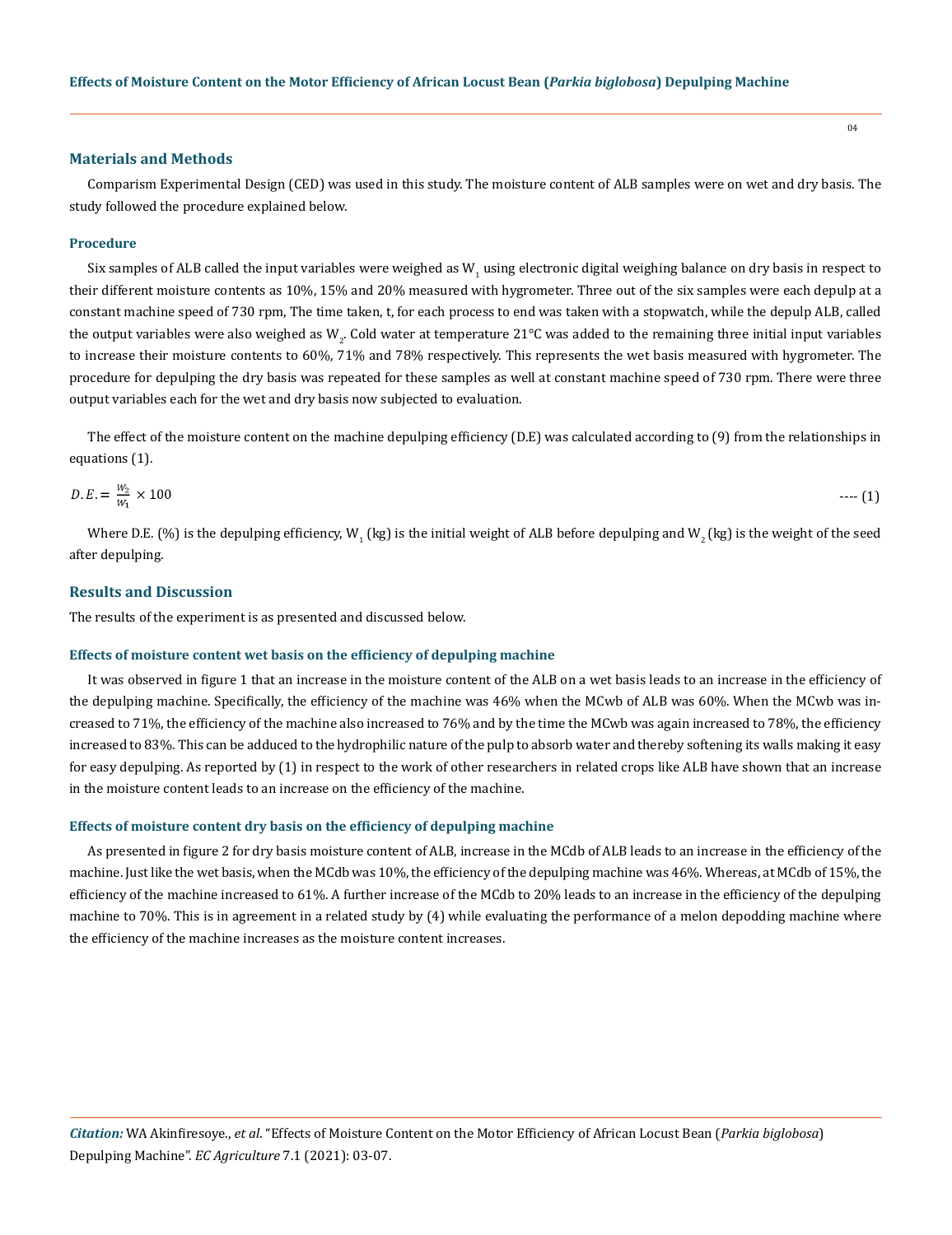## Materials and Methods

Comparism Experimental Design (CED) was used in this study. The moisture content of ALB samples were on wet and dry basis. The study followed the procedure explained below.

### Procedure

Six samples of ALB called the input variables were weighed as $W_1$ using electronic digital weighing balance on dry basis in respect to their different moisture contents as 10%, 15% and 20% measured with hygrometer. Three out of the six samples were each depulp at a constant machine speed of 730 rpm, The time taken, t, for each process to end was taken with a stopwatch, while the depulp ALB, called the output variables were also weighed as $W_2$. Cold water at temperature 21°C was added to the remaining three initial input variables to increase their moisture contents to 60%, 71% and 78% respectively. This represents the wet basis measured with hygrometer. The procedure for depulping the dry basis was repeated for these samples as well at constant machine speed of 730 rpm. There were three output variables each for the wet and dry basis now subjected to evaluation.

The effect of the moisture content on the machine depulping efficiency (D.E) was calculated according to (9) from the relationships in equations (1).

$$D.E. = \frac{W_2}{W_1} \times 100 \qquad \text{---- (1)}$$

Where D.E. (%) is the depulping efficiency, $W_1$ (kg) is the initial weight of ALB before depulping and $W_2$ (kg) is the weight of the seed after depulping.

## Results and Discussion

The results of the experiment is as presented and discussed below.

### Effects of moisture content wet basis on the efficiency of depulping machine

It was observed in figure 1 that an increase in the moisture content of the ALB on a wet basis leads to an increase in the efficiency of the depulping machine. Specifically, the efficiency of the machine was 46% when the MCwb of ALB was 60%. When the MCwb was increased to 71%, the efficiency of the machine also increased to 76% and by the time the MCwb was again increased to 78%, the efficiency increased to 83%. This can be adduced to the hydrophilic nature of the pulp to absorb water and thereby softening its walls making it easy for easy depulping. As reported by (1) in respect to the work of other researchers in related crops like ALB have shown that an increase in the moisture content leads to an increase on the efficiency of the machine.

### Effects of moisture content dry basis on the efficiency of depulping machine

As presented in figure 2 for dry basis moisture content of ALB, increase in the MCdb of ALB leads to an increase in the efficiency of the machine. Just like the wet basis, when the MCdb was 10%, the efficiency of the depulping machine was 46%. Whereas, at MCdb of 15%, the efficiency of the machine increased to 61%. A further increase of the MCdb to 20% leads to an increase in the efficiency of the depulping machine to 70%. This is in agreement in a related study by (4) while evaluating the performance of a melon depodding machine where the efficiency of the machine increases as the moisture content increases.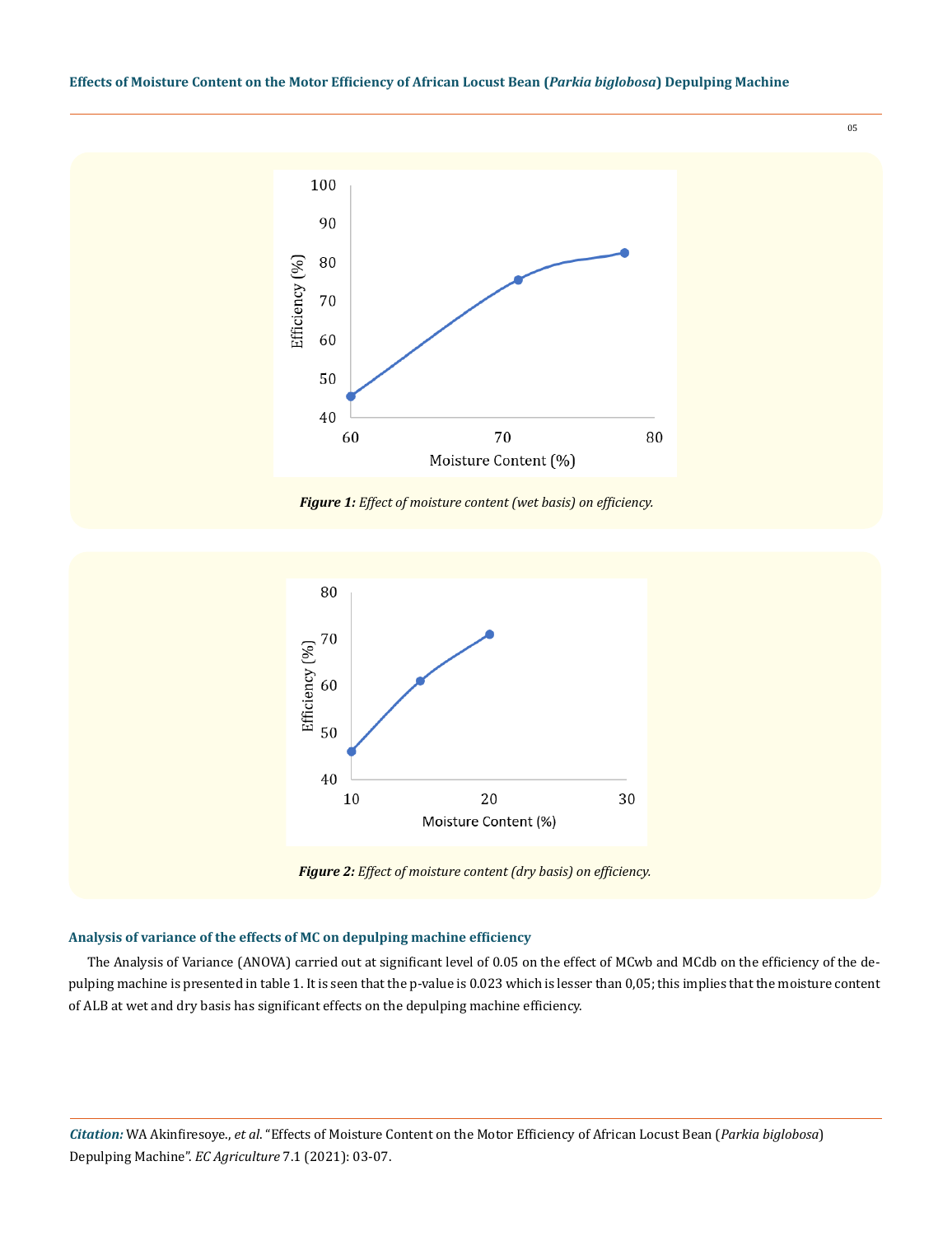Figure 1: Effect of moisture content (wet basis) on efficiency.

Figure 2: Effect of moisture content (dry basis) on efficiency.

### Analysis of variance of the effects of MC on depulping machine efficiency

The Analysis of Variance (ANOVA) carried out at significant level of 0.05 on the effect of MCwb and MCdb on the efficiency of the depulping machine is presented in table 1. It is seen that the p-value is 0.023 which is lesser than 0,05; this implies that the moisture content of ALB at wet and dry basis has significant effects on the depulping machine efficiency.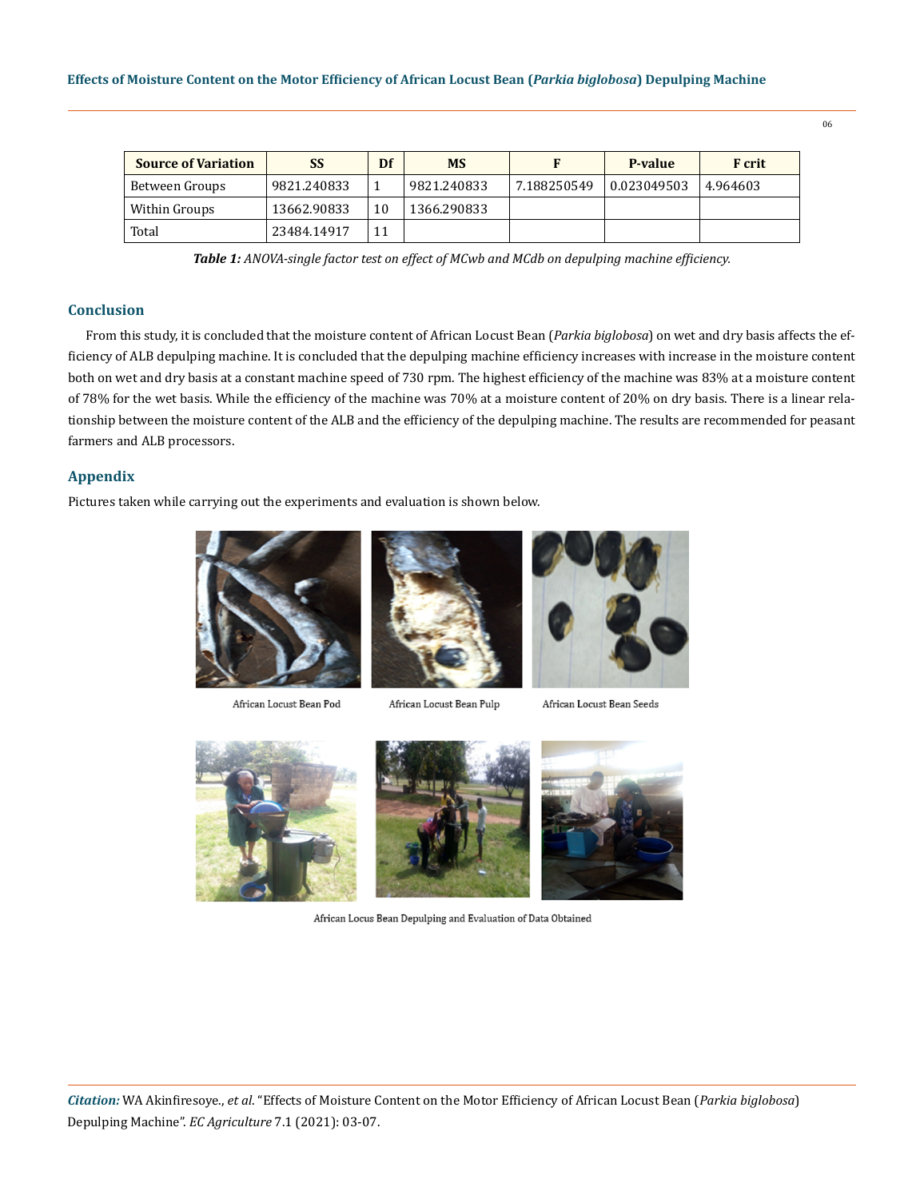| Source of Variation | SS | Df | MS | F | P-value | F crit |
|---|---|---|---|---|---|---|
| Between Groups | 9821.240833 | 1 | 9821.240833 | 7.188250549 | 0.023049503 | 4.964603 |
| Within Groups | 13662.90833 | 10 | 1366.290833 | | | |
| Total | 23484.14917 | 11 | | | | |

***Table 1:*** *ANOVA-single factor test on effect of MCwb and MCdb on depulping machine efficiency.*

## Conclusion

From this study, it is concluded that the moisture content of African Locust Bean (*Parkia biglobosa*) on wet and dry basis affects the efficiency of ALB depulping machine. It is concluded that the depulping machine efficiency increases with increase in the moisture content both on wet and dry basis at a constant machine speed of 730 rpm. The highest efficiency of the machine was 83% at a moisture content of 78% for the wet basis. While the efficiency of the machine was 70% at a moisture content of 20% on dry basis. There is a linear relationship between the moisture content of the ALB and the efficiency of the depulping machine. The results are recommended for peasant farmers and ALB processors.

## Appendix

Pictures taken while carrying out the experiments and evaluation is shown below.

African Locust Bean Pod

African Locust Bean Pulp

African Locust Bean Seeds

African Locus Bean Depulping and Evaluation of Data Obtained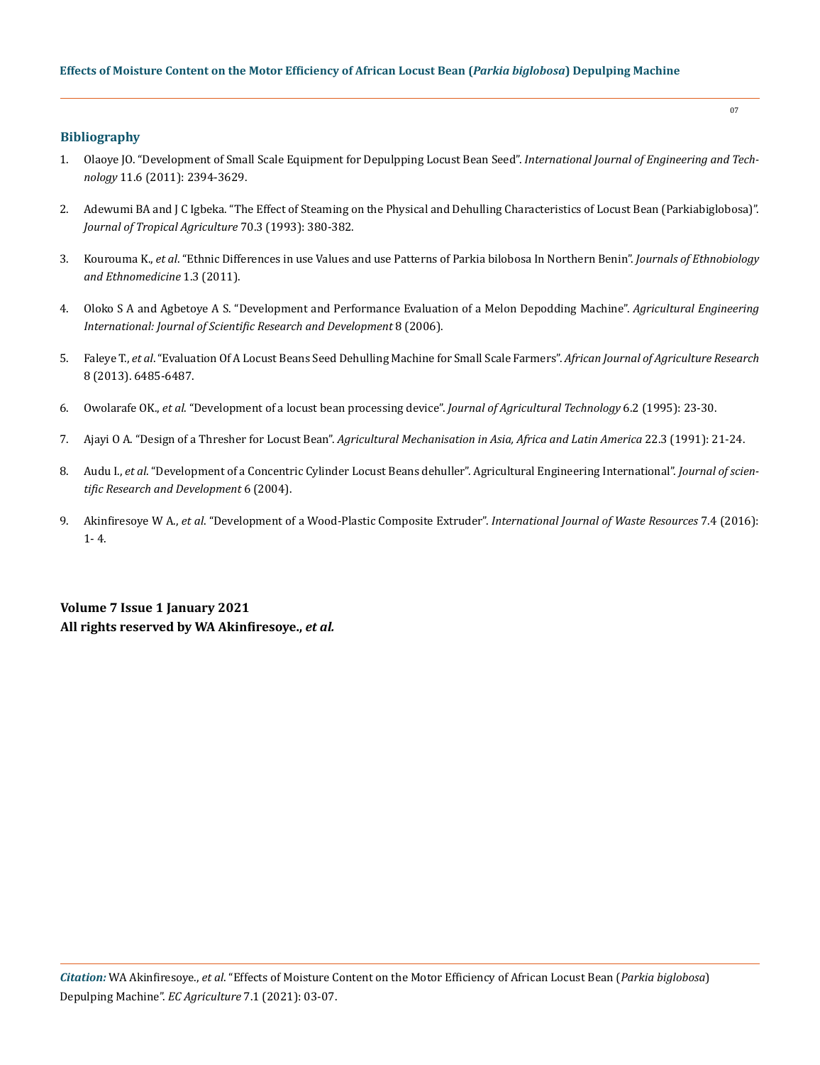## Bibliography

1. Olaoye JO. "Development of Small Scale Equipment for Depulpping Locust Bean Seed". *International Journal of Engineering and Technology* 11.6 (2011): 2394-3629.

2. Adewumi BA and J C Igbeka. "The Effect of Steaming on the Physical and Dehulling Characteristics of Locust Bean (Parkiabiglobosa)". *Journal of Tropical Agriculture* 70.3 (1993): 380-382.

3. Kourouma K., *et al*. "Ethnic Differences in use Values and use Patterns of Parkia bilobosa In Northern Benin". *Journals of Ethnobiology and Ethnomedicine* 1.3 (2011).

4. Oloko S A and Agbetoye A S. "Development and Performance Evaluation of a Melon Depodding Machine". *Agricultural Engineering International: Journal of Scientific Research and Development* 8 (2006).

5. Faleye T., *et al*. "Evaluation Of A Locust Beans Seed Dehulling Machine for Small Scale Farmers". *African Journal of Agriculture Research* 8 (2013). 6485-6487.

6. Owolarafe OK., *et al*. "Development of a locust bean processing device". *Journal of Agricultural Technology* 6.2 (1995): 23-30.

7. Ajayi O A. "Design of a Thresher for Locust Bean". *Agricultural Mechanisation in Asia, Africa and Latin America* 22.3 (1991): 21-24.

8. Audu I., *et al*. "Development of a Concentric Cylinder Locust Beans dehuller". Agricultural Engineering International". *Journal of scientific Research and Development* 6 (2004).

9. Akinfiresoye W A., *et al*. "Development of a Wood-Plastic Composite Extruder". *International Journal of Waste Resources* 7.4 (2016): 1- 4.

**Volume 7 Issue 1 January 2021**
**All rights reserved by WA Akinfiresoye., *et al.***